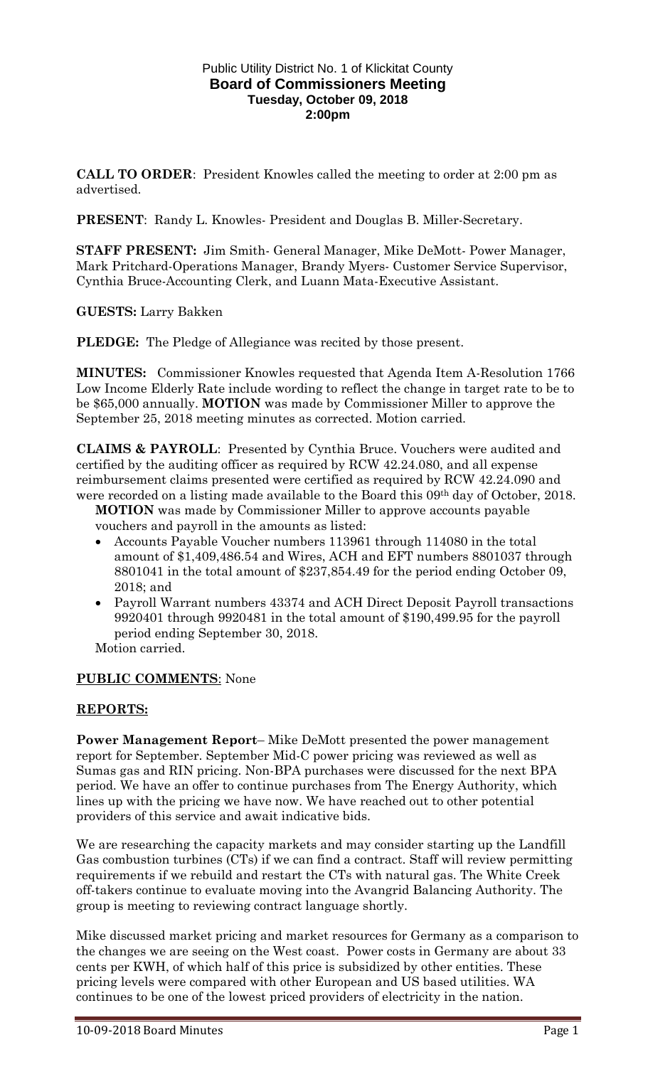Public Utility District No. 1 of Klickitat County

**Board of Commissioners Meeting**

**Tuesday, October 09, 2018**

**2:00pm**

**CALL TO ORDER**: President Knowles called the meeting to order at 2:00 pm as advertised.

**PRESENT**: Randy L. Knowles- President and Douglas B. Miller-Secretary.

**STAFF PRESENT:** Jim Smith- General Manager, Mike DeMott- Power Manager, Mark Pritchard-Operations Manager, Brandy Myers- Customer Service Supervisor, Cynthia Bruce-Accounting Clerk, and Luann Mata-Executive Assistant.

**GUESTS:** Larry Bakken

**PLEDGE:** The Pledge of Allegiance was recited by those present.

**MINUTES:** Commissioner Knowles requested that Agenda Item A-Resolution 1766 Low Income Elderly Rate include wording to reflect the change in target rate to be to be $65,000 annually. **MOTION** was made by Commissioner Miller to approve the September 25, 2018 meeting minutes as corrected. Motion carried.

**CLAIMS & PAYROLL**: Presented by Cynthia Bruce. Vouchers were audited and certified by the auditing officer as required by RCW 42.24.080, and all expense reimbursement claims presented were certified as required by RCW 42.24.090 and were recorded on a listing made available to the Board this 09th day of October, 2018.

**MOTION** was made by Commissioner Miller to approve accounts payable vouchers and payroll in the amounts as listed:

- Accounts Payable Voucher numbers 113961 through 114080 in the total amount of $1,409,486.54 and Wires, ACH and EFT numbers 8801037 through 8801041 in the total amount of $237,854.49 for the period ending October 09, 2018; and
- Payroll Warrant numbers 43374 and ACH Direct Deposit Payroll transactions 9920401 through 9920481 in the total amount of $190,499.95 for the payroll period ending September 30, 2018.

Motion carried.

**PUBLIC COMMENTS**: None

## REPORTS:

**Power Management Report**– Mike DeMott presented the power management report for September. September Mid-C power pricing was reviewed as well as Sumas gas and RIN pricing. Non-BPA purchases were discussed for the next BPA period. We have an offer to continue purchases from The Energy Authority, which lines up with the pricing we have now. We have reached out to other potential providers of this service and await indicative bids.

We are researching the capacity markets and may consider starting up the Landfill Gas combustion turbines (CTs) if we can find a contract. Staff will review permitting requirements if we rebuild and restart the CTs with natural gas. The White Creek off-takers continue to evaluate moving into the Avangrid Balancing Authority. The group is meeting to reviewing contract language shortly.

Mike discussed market pricing and market resources for Germany as a comparison to the changes we are seeing on the West coast. Power costs in Germany are about 33 cents per KWH, of which half of this price is subsidized by other entities. These pricing levels were compared with other European and US based utilities. WA continues to be one of the lowest priced providers of electricity in the nation.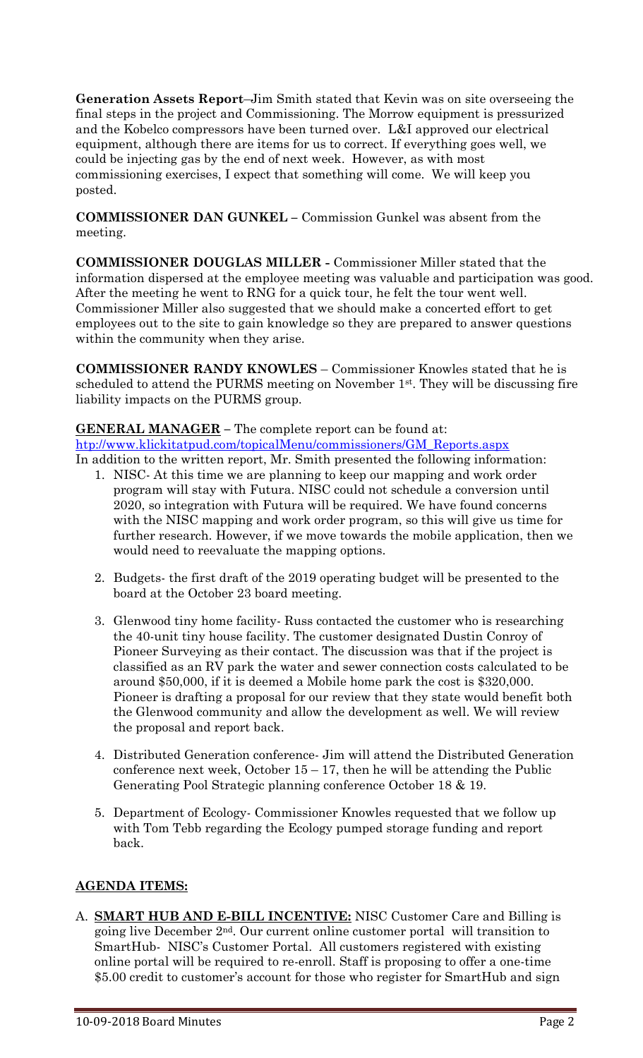**Generation Assets Report**–Jim Smith stated that Kevin was on site overseeing the final steps in the project and Commissioning. The Morrow equipment is pressurized and the Kobelco compressors have been turned over. L&I approved our electrical equipment, although there are items for us to correct. If everything goes well, we could be injecting gas by the end of next week. However, as with most commissioning exercises, I expect that something will come. We will keep you posted.

**COMMISSIONER DAN GUNKEL –** Commission Gunkel was absent from the meeting.

**COMMISSIONER DOUGLAS MILLER -** Commissioner Miller stated that the information dispersed at the employee meeting was valuable and participation was good. After the meeting he went to RNG for a quick tour, he felt the tour went well. Commissioner Miller also suggested that we should make a concerted effort to get employees out to the site to gain knowledge so they are prepared to answer questions within the community when they arise.

**COMMISSIONER RANDY KNOWLES** – Commissioner Knowles stated that he is scheduled to attend the PURMS meeting on November 1st. They will be discussing fire liability impacts on the PURMS group.

**GENERAL MANAGER** – The complete report can be found at: htp://www.klickitatpud.com/topicalMenu/commissioners/GM_Reports.aspx
In addition to the written report, Mr. Smith presented the following information:

1. NISC- At this time we are planning to keep our mapping and work order program will stay with Futura. NISC could not schedule a conversion until 2020, so integration with Futura will be required. We have found concerns with the NISC mapping and work order program, so this will give us time for further research. However, if we move towards the mobile application, then we would need to reevaluate the mapping options.

2. Budgets- the first draft of the 2019 operating budget will be presented to the board at the October 23 board meeting.

3. Glenwood tiny home facility- Russ contacted the customer who is researching the 40-unit tiny house facility. The customer designated Dustin Conroy of Pioneer Surveying as their contact. The discussion was that if the project is classified as an RV park the water and sewer connection costs calculated to be around $50,000, if it is deemed a Mobile home park the cost is $320,000. Pioneer is drafting a proposal for our review that they state would benefit both the Glenwood community and allow the development as well. We will review the proposal and report back.

4. Distributed Generation conference- Jim will attend the Distributed Generation conference next week, October 15 – 17, then he will be attending the Public Generating Pool Strategic planning conference October 18 & 19.

5. Department of Ecology- Commissioner Knowles requested that we follow up with Tom Tebb regarding the Ecology pumped storage funding and report back.

## AGENDA ITEMS:

A. **SMART HUB AND E-BILL INCENTIVE:** NISC Customer Care and Billing is going live December 2nd. Our current online customer portal will transition to SmartHub- NISC's Customer Portal. All customers registered with existing online portal will be required to re-enroll. Staff is proposing to offer a one-time $5.00 credit to customer's account for those who register for SmartHub and sign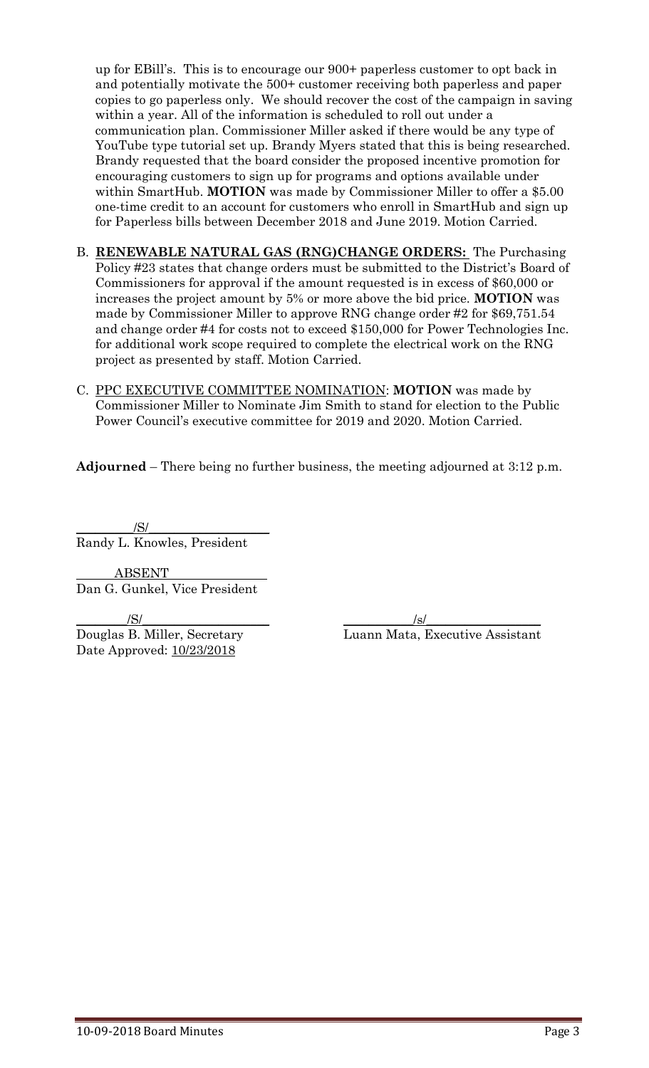up for EBill's. This is to encourage our 900+ paperless customer to opt back in and potentially motivate the 500+ customer receiving both paperless and paper copies to go paperless only. We should recover the cost of the campaign in saving within a year. All of the information is scheduled to roll out under a communication plan. Commissioner Miller asked if there would be any type of YouTube type tutorial set up. Brandy Myers stated that this is being researched. Brandy requested that the board consider the proposed incentive promotion for encouraging customers to sign up for programs and options available under within SmartHub. **MOTION** was made by Commissioner Miller to offer a $5.00 one-time credit to an account for customers who enroll in SmartHub and sign up for Paperless bills between December 2018 and June 2019. Motion Carried.

B. **RENEWABLE NATURAL GAS (RNG)CHANGE ORDERS:** The Purchasing Policy #23 states that change orders must be submitted to the District's Board of Commissioners for approval if the amount requested is in excess of $60,000 or increases the project amount by 5% or more above the bid price. **MOTION** was made by Commissioner Miller to approve RNG change order #2 for $69,751.54 and change order #4 for costs not to exceed $150,000 for Power Technologies Inc. for additional work scope required to complete the electrical work on the RNG project as presented by staff. Motion Carried.

C. PPC EXECUTIVE COMMITTEE NOMINATION: **MOTION** was made by Commissioner Miller to Nominate Jim Smith to stand for election to the Public Power Council's executive committee for 2019 and 2020. Motion Carried.

**Adjourned** – There being no further business, the meeting adjourned at 3:12 p.m.

/S/
Randy L. Knowles, President

ABSENT
Dan G. Gunkel, Vice President

/S/
Douglas B. Miller, Secretary
Date Approved: 10/23/2018

/s/
Luann Mata, Executive Assistant